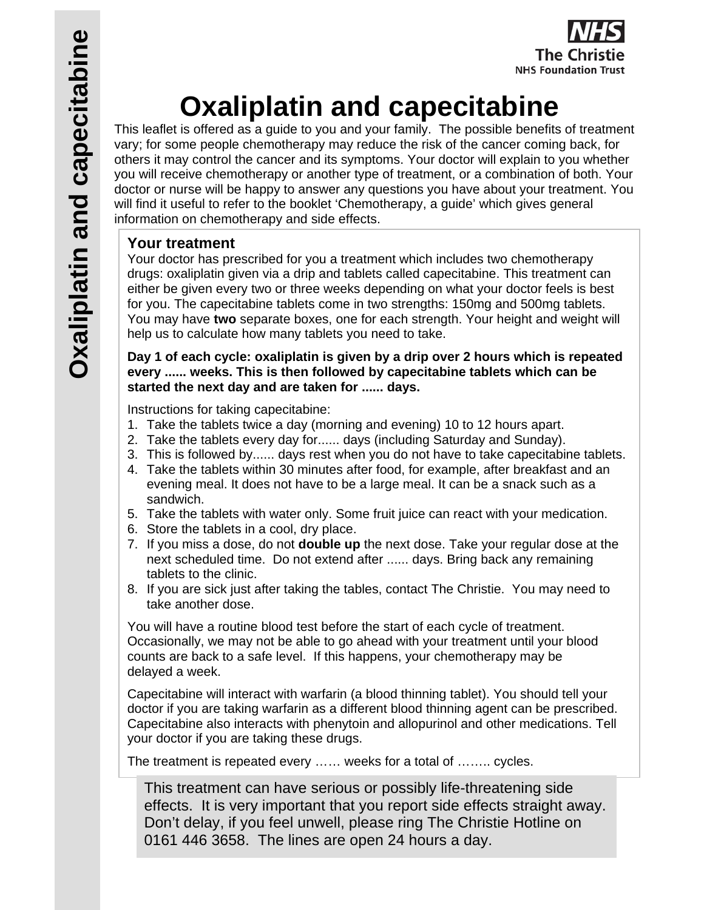# Oxaliplatin and capecitabine

This leaflet is offered as a guide to you and your family. The possible benefits of treatment vary; for some people chemotherapy may reduce the risk of the cancer coming back, for others it may control the cancer and its symptoms. Your doctor will explain to you whether you will receive chemotherapy or another type of treatment, or a combination of both. Your doctor or nurse will be happy to answer any questions you have about your treatment. You will find it useful to refer to the booklet 'Chemotherapy, a guide' which gives general information on chemotherapy and side effects.

## Your treatment

Your doctor has prescribed for you a treatment which includes two chemotherapy drugs: oxaliplatin given via a drip and tablets called capecitabine. This treatment can either be given every two or three weeks depending on what your doctor feels is best for you. The capecitabine tablets come in two strengths: 150mg and 500mg tablets. You may have **two** separate boxes, one for each strength. Your height and weight will help us to calculate how many tablets you need to take.

**Day 1 of each cycle: oxaliplatin is given by a drip over 2 hours which is repeated every ...... weeks. This is then followed by capecitabine tablets which can be started the next day and are taken for ...... days.**

Instructions for taking capecitabine:

1. Take the tablets twice a day (morning and evening) 10 to 12 hours apart.
2. Take the tablets every day for...... days (including Saturday and Sunday).
3. This is followed by...... days rest when you do not have to take capecitabine tablets.
4. Take the tablets within 30 minutes after food, for example, after breakfast and an evening meal. It does not have to be a large meal. It can be a snack such as a sandwich.
5. Take the tablets with water only. Some fruit juice can react with your medication.
6. Store the tablets in a cool, dry place.
7. If you miss a dose, do not **double up** the next dose. Take your regular dose at the next scheduled time. Do not extend after ...... days. Bring back any remaining tablets to the clinic.
8. If you are sick just after taking the tables, contact The Christie. You may need to take another dose.

You will have a routine blood test before the start of each cycle of treatment. Occasionally, we may not be able to go ahead with your treatment until your blood counts are back to a safe level. If this happens, your chemotherapy may be delayed a week.

Capecitabine will interact with warfarin (a blood thinning tablet). You should tell your doctor if you are taking warfarin as a different blood thinning agent can be prescribed. Capecitabine also interacts with phenytoin and allopurinol and other medications. Tell your doctor if you are taking these drugs.

The treatment is repeated every …… weeks for a total of …….. cycles.

This treatment can have serious or possibly life-threatening side effects. It is very important that you report side effects straight away. Don't delay, if you feel unwell, please ring The Christie Hotline on 0161 446 3658. The lines are open 24 hours a day.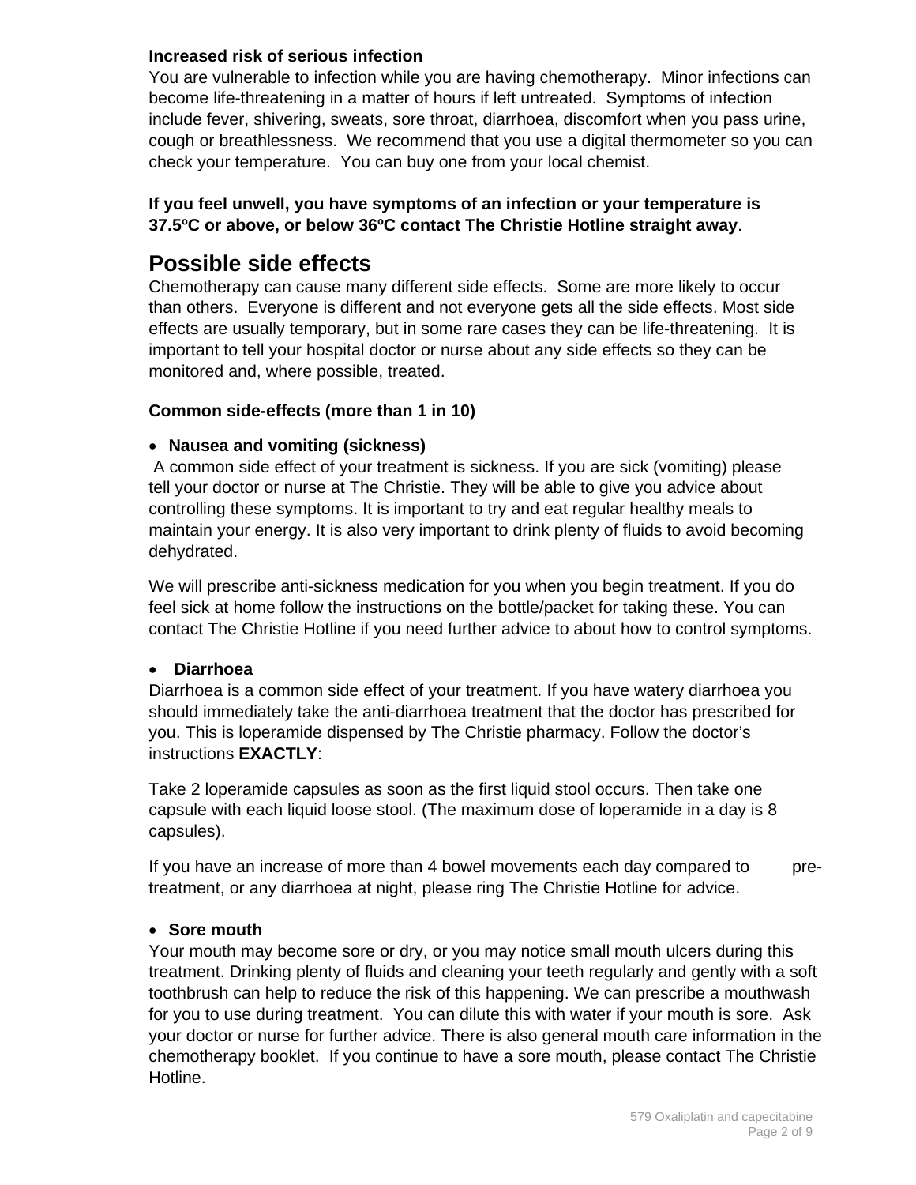**Increased risk of serious infection**

You are vulnerable to infection while you are having chemotherapy. Minor infections can become life-threatening in a matter of hours if left untreated. Symptoms of infection include fever, shivering, sweats, sore throat, diarrhoea, discomfort when you pass urine, cough or breathlessness. We recommend that you use a digital thermometer so you can check your temperature. You can buy one from your local chemist.

**If you feel unwell, you have symptoms of an infection or your temperature is 37.5ºC or above, or below 36ºC contact The Christie Hotline straight away**.

## Possible side effects

Chemotherapy can cause many different side effects. Some are more likely to occur than others. Everyone is different and not everyone gets all the side effects. Most side effects are usually temporary, but in some rare cases they can be life-threatening. It is important to tell your hospital doctor or nurse about any side effects so they can be monitored and, where possible, treated.

**Common side-effects (more than 1 in 10)**

- **Nausea and vomiting (sickness)**

A common side effect of your treatment is sickness. If you are sick (vomiting) please tell your doctor or nurse at The Christie. They will be able to give you advice about controlling these symptoms. It is important to try and eat regular healthy meals to maintain your energy. It is also very important to drink plenty of fluids to avoid becoming dehydrated.

We will prescribe anti-sickness medication for you when you begin treatment. If you do feel sick at home follow the instructions on the bottle/packet for taking these. You can contact The Christie Hotline if you need further advice to about how to control symptoms.

- **Diarrhoea**

Diarrhoea is a common side effect of your treatment. If you have watery diarrhoea you should immediately take the anti-diarrhoea treatment that the doctor has prescribed for you. This is loperamide dispensed by The Christie pharmacy. Follow the doctor's instructions **EXACTLY**:

Take 2 loperamide capsules as soon as the first liquid stool occurs. Then take one capsule with each liquid loose stool. (The maximum dose of loperamide in a day is 8 capsules).

If you have an increase of more than 4 bowel movements each day compared to pre-treatment, or any diarrhoea at night, please ring The Christie Hotline for advice.

- **Sore mouth**

Your mouth may become sore or dry, or you may notice small mouth ulcers during this treatment. Drinking plenty of fluids and cleaning your teeth regularly and gently with a soft toothbrush can help to reduce the risk of this happening. We can prescribe a mouthwash for you to use during treatment. You can dilute this with water if your mouth is sore. Ask your doctor or nurse for further advice. There is also general mouth care information in the chemotherapy booklet. If you continue to have a sore mouth, please contact The Christie Hotline.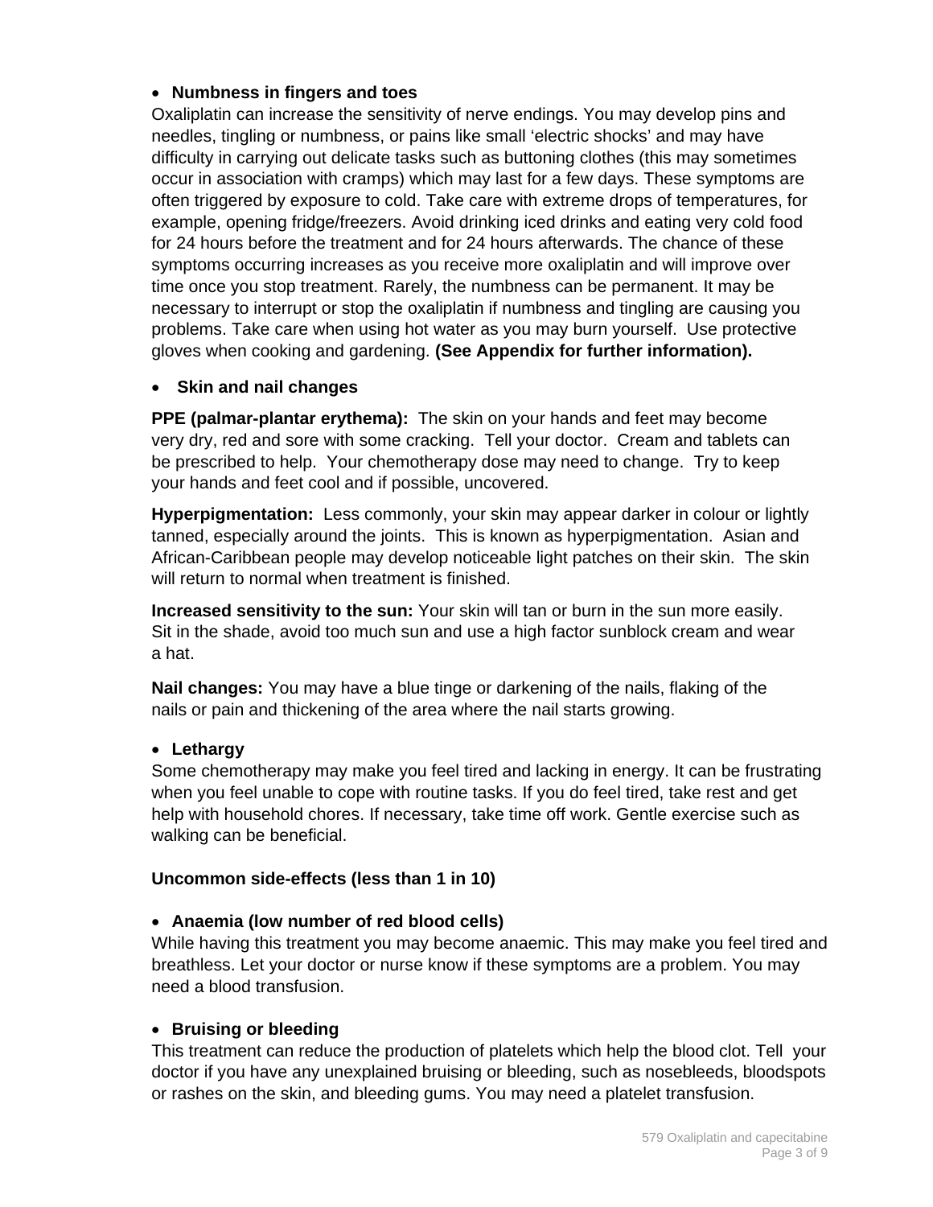- **Numbness in fingers and toes**

Oxaliplatin can increase the sensitivity of nerve endings. You may develop pins and needles, tingling or numbness, or pains like small 'electric shocks' and may have difficulty in carrying out delicate tasks such as buttoning clothes (this may sometimes occur in association with cramps) which may last for a few days. These symptoms are often triggered by exposure to cold. Take care with extreme drops of temperatures, for example, opening fridge/freezers. Avoid drinking iced drinks and eating very cold food for 24 hours before the treatment and for 24 hours afterwards. The chance of these symptoms occurring increases as you receive more oxaliplatin and will improve over time once you stop treatment. Rarely, the numbness can be permanent. It may be necessary to interrupt or stop the oxaliplatin if numbness and tingling are causing you problems. Take care when using hot water as you may burn yourself. Use protective gloves when cooking and gardening. **(See Appendix for further information).**

- **Skin and nail changes**

**PPE (palmar-plantar erythema):** The skin on your hands and feet may become very dry, red and sore with some cracking. Tell your doctor. Cream and tablets can be prescribed to help. Your chemotherapy dose may need to change. Try to keep your hands and feet cool and if possible, uncovered.

**Hyperpigmentation:** Less commonly, your skin may appear darker in colour or lightly tanned, especially around the joints. This is known as hyperpigmentation. Asian and African-Caribbean people may develop noticeable light patches on their skin. The skin will return to normal when treatment is finished.

**Increased sensitivity to the sun:** Your skin will tan or burn in the sun more easily. Sit in the shade, avoid too much sun and use a high factor sunblock cream and wear a hat.

**Nail changes:** You may have a blue tinge or darkening of the nails, flaking of the nails or pain and thickening of the area where the nail starts growing.

- **Lethargy**

Some chemotherapy may make you feel tired and lacking in energy. It can be frustrating when you feel unable to cope with routine tasks. If you do feel tired, take rest and get help with household chores. If necessary, take time off work. Gentle exercise such as walking can be beneficial.

**Uncommon side-effects (less than 1 in 10)**

- **Anaemia (low number of red blood cells)**

While having this treatment you may become anaemic. This may make you feel tired and breathless. Let your doctor or nurse know if these symptoms are a problem. You may need a blood transfusion.

- **Bruising or bleeding**

This treatment can reduce the production of platelets which help the blood clot. Tell your doctor if you have any unexplained bruising or bleeding, such as nosebleeds, bloodspots or rashes on the skin, and bleeding gums. You may need a platelet transfusion.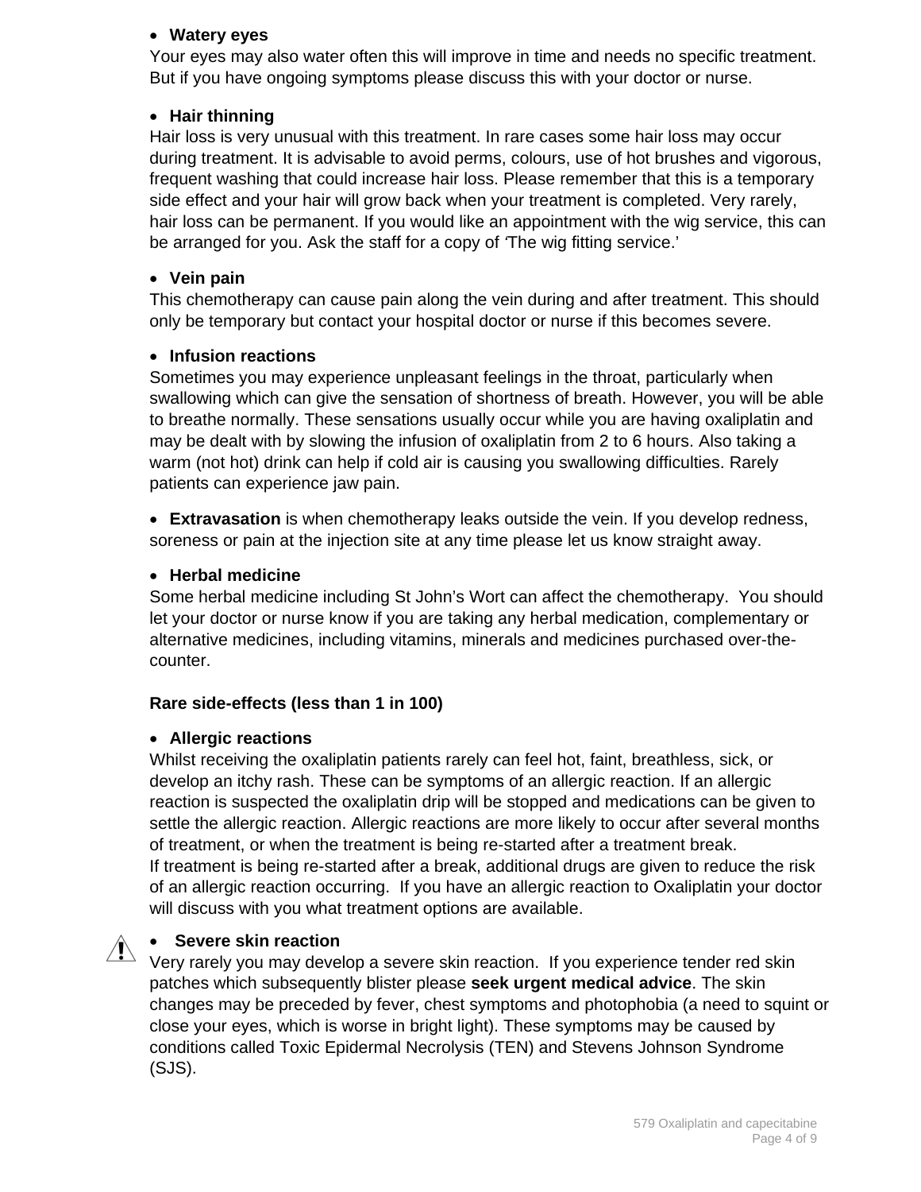- **Watery eyes**

Your eyes may also water often this will improve in time and needs no specific treatment. But if you have ongoing symptoms please discuss this with your doctor or nurse.

- **Hair thinning**

Hair loss is very unusual with this treatment. In rare cases some hair loss may occur during treatment. It is advisable to avoid perms, colours, use of hot brushes and vigorous, frequent washing that could increase hair loss. Please remember that this is a temporary side effect and your hair will grow back when your treatment is completed. Very rarely, hair loss can be permanent. If you would like an appointment with the wig service, this can be arranged for you. Ask the staff for a copy of 'The wig fitting service.'

- **Vein pain**

This chemotherapy can cause pain along the vein during and after treatment. This should only be temporary but contact your hospital doctor or nurse if this becomes severe.

- **Infusion reactions**

Sometimes you may experience unpleasant feelings in the throat, particularly when swallowing which can give the sensation of shortness of breath. However, you will be able to breathe normally. These sensations usually occur while you are having oxaliplatin and may be dealt with by slowing the infusion of oxaliplatin from 2 to 6 hours. Also taking a warm (not hot) drink can help if cold air is causing you swallowing difficulties. Rarely patients can experience jaw pain.

- **Extravasation** is when chemotherapy leaks outside the vein. If you develop redness, soreness or pain at the injection site at any time please let us know straight away.

- **Herbal medicine**

Some herbal medicine including St John's Wort can affect the chemotherapy. You should let your doctor or nurse know if you are taking any herbal medication, complementary or alternative medicines, including vitamins, minerals and medicines purchased over-the-counter.

**Rare side-effects (less than 1 in 100)**

- **Allergic reactions**

Whilst receiving the oxaliplatin patients rarely can feel hot, faint, breathless, sick, or develop an itchy rash. These can be symptoms of an allergic reaction. If an allergic reaction is suspected the oxaliplatin drip will be stopped and medications can be given to settle the allergic reaction. Allergic reactions are more likely to occur after several months of treatment, or when the treatment is being re-started after a treatment break.
If treatment is being re-started after a break, additional drugs are given to reduce the risk of an allergic reaction occurring. If you have an allergic reaction to Oxaliplatin your doctor will discuss with you what treatment options are available.

- ⚠ **Severe skin reaction**

Very rarely you may develop a severe skin reaction. If you experience tender red skin patches which subsequently blister please **seek urgent medical advice**. The skin changes may be preceded by fever, chest symptoms and photophobia (a need to squint or close your eyes, which is worse in bright light). These symptoms may be caused by conditions called Toxic Epidermal Necrolysis (TEN) and Stevens Johnson Syndrome (SJS).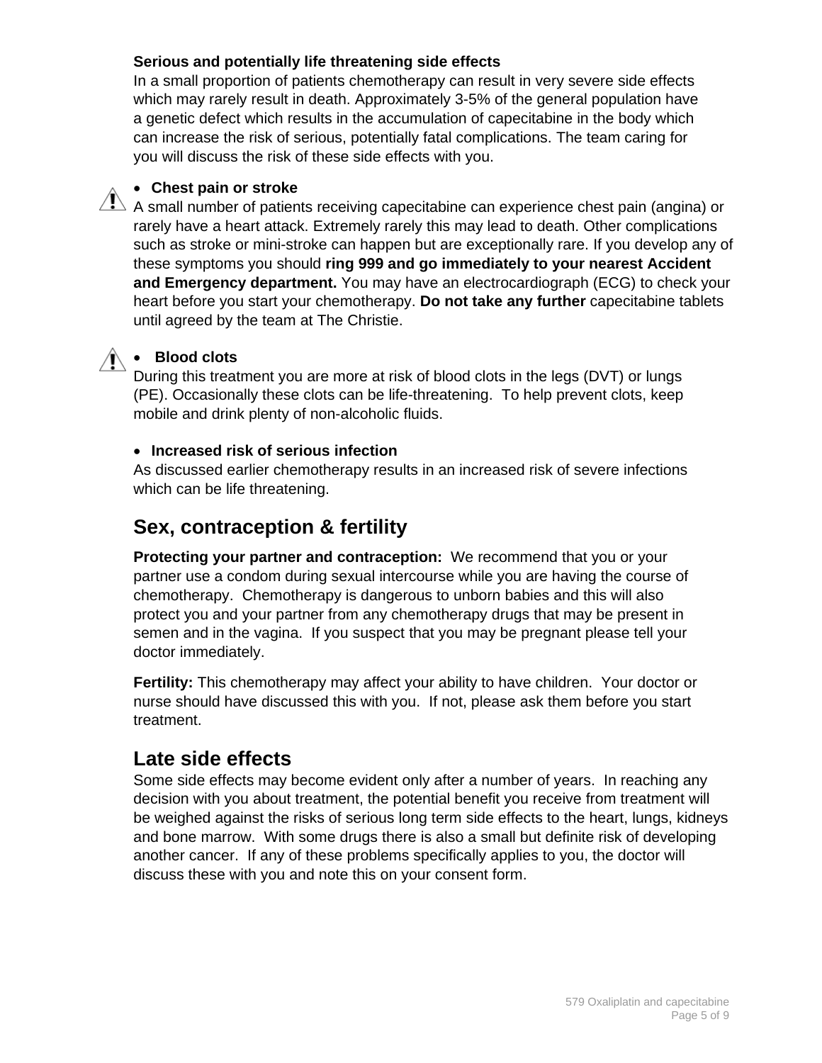**Serious and potentially life threatening side effects**
In a small proportion of patients chemotherapy can result in very severe side effects which may rarely result in death. Approximately 3-5% of the general population have a genetic defect which results in the accumulation of capecitabine in the body which can increase the risk of serious, potentially fatal complications. The team caring for you will discuss the risk of these side effects with you.

- **Chest pain or stroke**

A small number of patients receiving capecitabine can experience chest pain (angina) or rarely have a heart attack. Extremely rarely this may lead to death. Other complications such as stroke or mini-stroke can happen but are exceptionally rare. If you develop any of these symptoms you should **ring 999 and go immediately to your nearest Accident and Emergency department.** You may have an electrocardiograph (ECG) to check your heart before you start your chemotherapy. **Do not take any further** capecitabine tablets until agreed by the team at The Christie.

- **Blood clots**

During this treatment you are more at risk of blood clots in the legs (DVT) or lungs (PE). Occasionally these clots can be life-threatening. To help prevent clots, keep mobile and drink plenty of non-alcoholic fluids.

- **Increased risk of serious infection**

As discussed earlier chemotherapy results in an increased risk of severe infections which can be life threatening.

## Sex, contraception & fertility

**Protecting your partner and contraception:** We recommend that you or your partner use a condom during sexual intercourse while you are having the course of chemotherapy. Chemotherapy is dangerous to unborn babies and this will also protect you and your partner from any chemotherapy drugs that may be present in semen and in the vagina. If you suspect that you may be pregnant please tell your doctor immediately.

**Fertility:** This chemotherapy may affect your ability to have children. Your doctor or nurse should have discussed this with you. If not, please ask them before you start treatment.

## Late side effects

Some side effects may become evident only after a number of years. In reaching any decision with you about treatment, the potential benefit you receive from treatment will be weighed against the risks of serious long term side effects to the heart, lungs, kidneys and bone marrow. With some drugs there is also a small but definite risk of developing another cancer. If any of these problems specifically applies to you, the doctor will discuss these with you and note this on your consent form.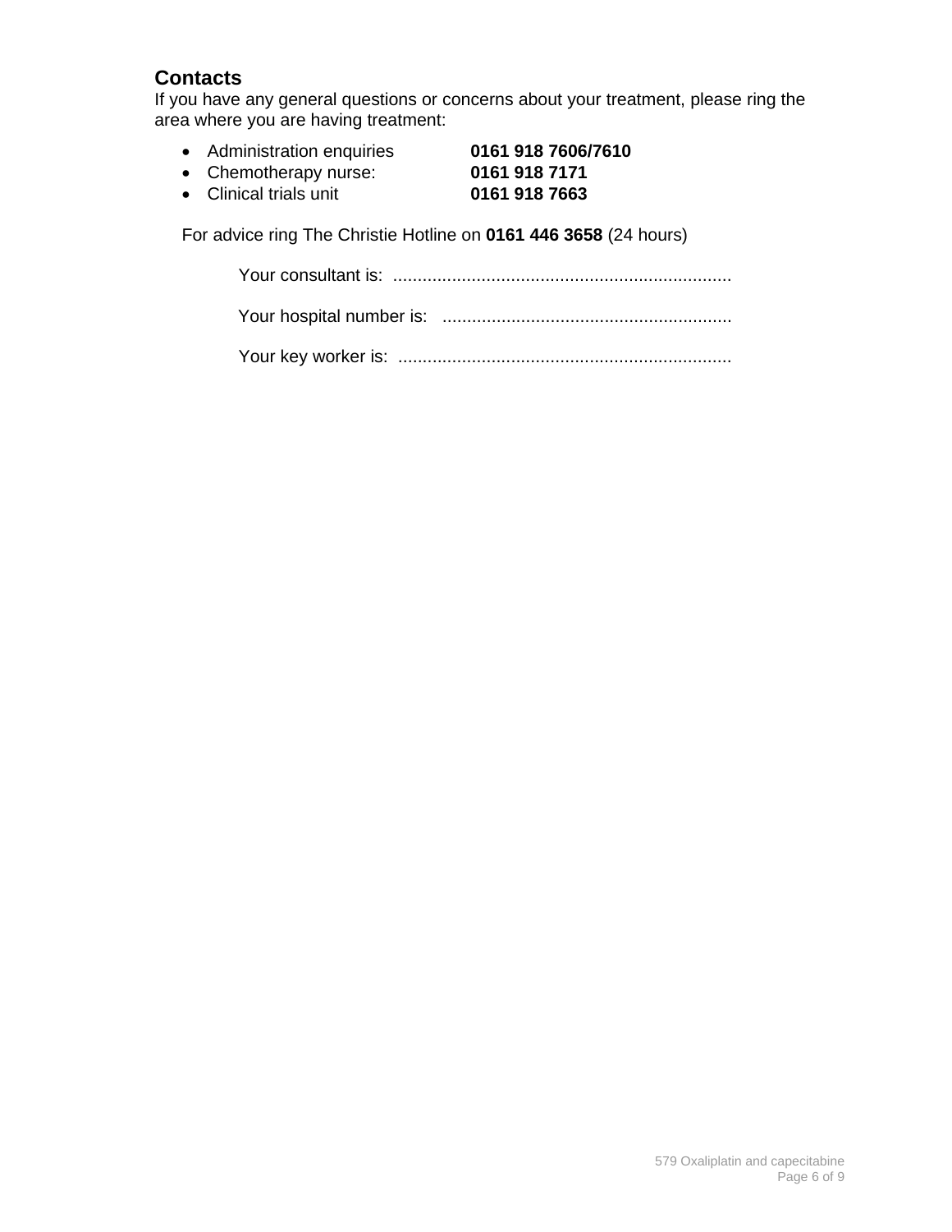## Contacts

If you have any general questions or concerns about your treatment, please ring the area where you are having treatment:

- Administration enquiries **0161 918 7606/7610**
- Chemotherapy nurse: **0161 918 7171**
- Clinical trials unit **0161 918 7663**

For advice ring The Christie Hotline on **0161 446 3658** (24 hours)

Your consultant is: ....................................................................

Your hospital number is: ..........................................................

Your key worker is: ...................................................................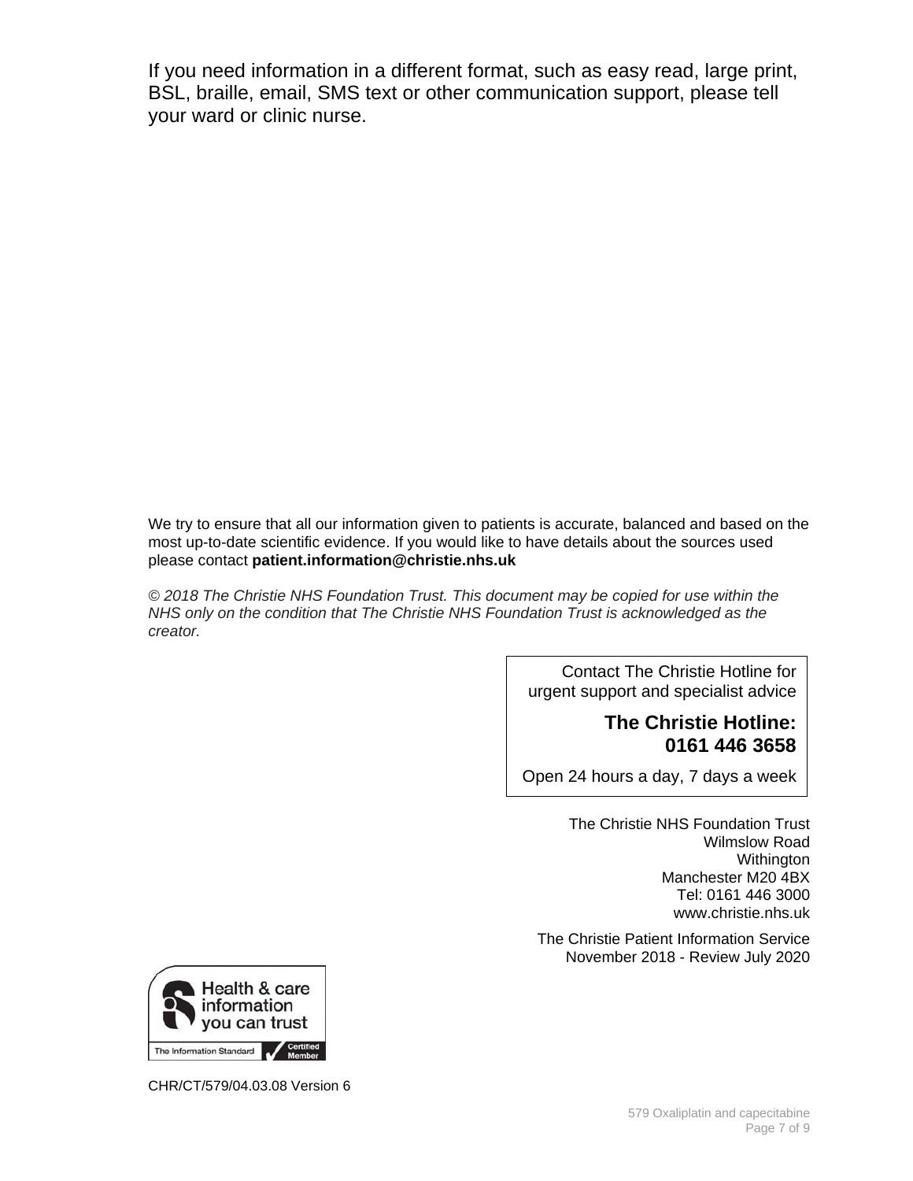If you need information in a different format, such as easy read, large print, BSL, braille, email, SMS text or other communication support, please tell your ward or clinic nurse.

We try to ensure that all our information given to patients is accurate, balanced and based on the most up-to-date scientific evidence. If you would like to have details about the sources used please contact **patient.information@christie.nhs.uk**

*© 2018 The Christie NHS Foundation Trust. This document may be copied for use within the NHS only on the condition that The Christie NHS Foundation Trust is acknowledged as the creator.*

Contact The Christie Hotline for urgent support and specialist advice

**The Christie Hotline: 0161 446 3658**

Open 24 hours a day, 7 days a week

The Christie NHS Foundation Trust
Wilmslow Road
Withington
Manchester M20 4BX
Tel: 0161 446 3000
www.christie.nhs.uk

The Christie Patient Information Service
November 2018 - Review July 2020

Health & care information you can trust
The Information Standard Certified Member

CHR/CT/579/04.03.08 Version 6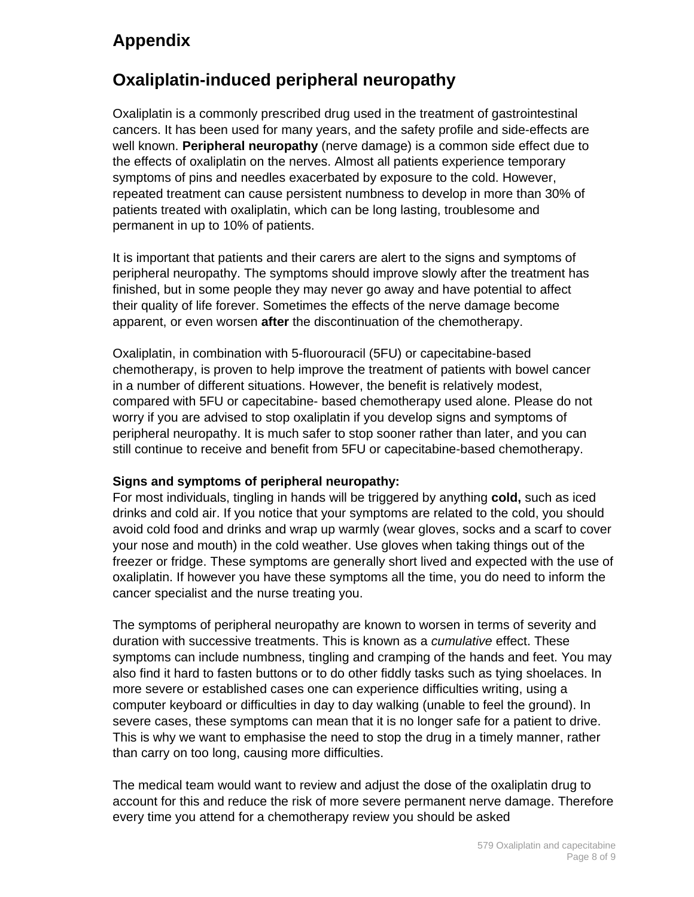# Appendix

## Oxaliplatin-induced peripheral neuropathy

Oxaliplatin is a commonly prescribed drug used in the treatment of gastrointestinal cancers. It has been used for many years, and the safety profile and side-effects are well known. **Peripheral neuropathy** (nerve damage) is a common side effect due to the effects of oxaliplatin on the nerves. Almost all patients experience temporary symptoms of pins and needles exacerbated by exposure to the cold. However, repeated treatment can cause persistent numbness to develop in more than 30% of patients treated with oxaliplatin, which can be long lasting, troublesome and permanent in up to 10% of patients.

It is important that patients and their carers are alert to the signs and symptoms of peripheral neuropathy. The symptoms should improve slowly after the treatment has finished, but in some people they may never go away and have potential to affect their quality of life forever. Sometimes the effects of the nerve damage become apparent, or even worsen **after** the discontinuation of the chemotherapy.

Oxaliplatin, in combination with 5-fluorouracil (5FU) or capecitabine-based chemotherapy, is proven to help improve the treatment of patients with bowel cancer in a number of different situations. However, the benefit is relatively modest, compared with 5FU or capecitabine- based chemotherapy used alone. Please do not worry if you are advised to stop oxaliplatin if you develop signs and symptoms of peripheral neuropathy. It is much safer to stop sooner rather than later, and you can still continue to receive and benefit from 5FU or capecitabine-based chemotherapy.

**Signs and symptoms of peripheral neuropathy:**
For most individuals, tingling in hands will be triggered by anything **cold,** such as iced drinks and cold air. If you notice that your symptoms are related to the cold, you should avoid cold food and drinks and wrap up warmly (wear gloves, socks and a scarf to cover your nose and mouth) in the cold weather. Use gloves when taking things out of the freezer or fridge. These symptoms are generally short lived and expected with the use of oxaliplatin. If however you have these symptoms all the time, you do need to inform the cancer specialist and the nurse treating you.

The symptoms of peripheral neuropathy are known to worsen in terms of severity and duration with successive treatments. This is known as a *cumulative* effect. These symptoms can include numbness, tingling and cramping of the hands and feet. You may also find it hard to fasten buttons or to do other fiddly tasks such as tying shoelaces. In more severe or established cases one can experience difficulties writing, using a computer keyboard or difficulties in day to day walking (unable to feel the ground). In severe cases, these symptoms can mean that it is no longer safe for a patient to drive. This is why we want to emphasise the need to stop the drug in a timely manner, rather than carry on too long, causing more difficulties.

The medical team would want to review and adjust the dose of the oxaliplatin drug to account for this and reduce the risk of more severe permanent nerve damage. Therefore every time you attend for a chemotherapy review you should be asked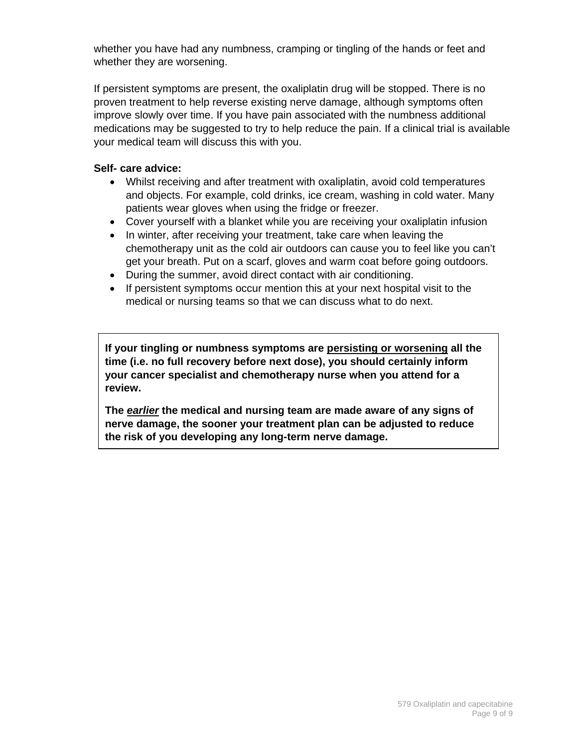whether you have had any numbness, cramping or tingling of the hands or feet and whether they are worsening.

If persistent symptoms are present, the oxaliplatin drug will be stopped. There is no proven treatment to help reverse existing nerve damage, although symptoms often improve slowly over time. If you have pain associated with the numbness additional medications may be suggested to try to help reduce the pain. If a clinical trial is available your medical team will discuss this with you.

**Self- care advice:**

- Whilst receiving and after treatment with oxaliplatin, avoid cold temperatures and objects. For example, cold drinks, ice cream, washing in cold water. Many patients wear gloves when using the fridge or freezer.
- Cover yourself with a blanket while you are receiving your oxaliplatin infusion
- In winter, after receiving your treatment, take care when leaving the chemotherapy unit as the cold air outdoors can cause you to feel like you can't get your breath. Put on a scarf, gloves and warm coat before going outdoors.
- During the summer, avoid direct contact with air conditioning.
- If persistent symptoms occur mention this at your next hospital visit to the medical or nursing teams so that we can discuss what to do next.

**If your tingling or numbness symptoms are <u>persisting or worsening</u> all the time (i.e. no full recovery before next dose), you should certainly inform your cancer specialist and chemotherapy nurse when you attend for a review.**

**The <u>*earlier*</u> the medical and nursing team are made aware of any signs of nerve damage, the sooner your treatment plan can be adjusted to reduce the risk of you developing any long-term nerve damage.**